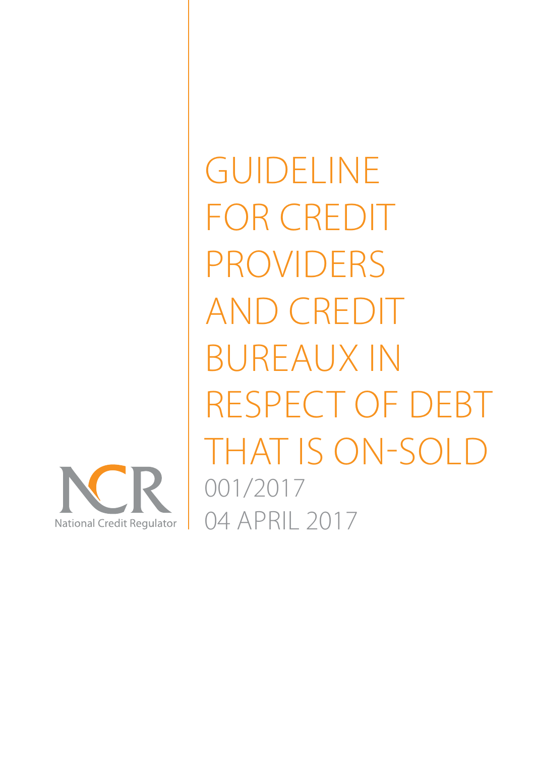# GUIDELINE FOR CREDIT PROVIDERS AND CREDIT BUREAUX IN RESPECT OF DEBT THAT IS ON-SOLD

001/2017

04 APRIL 2017

NCR

National Credit Regulator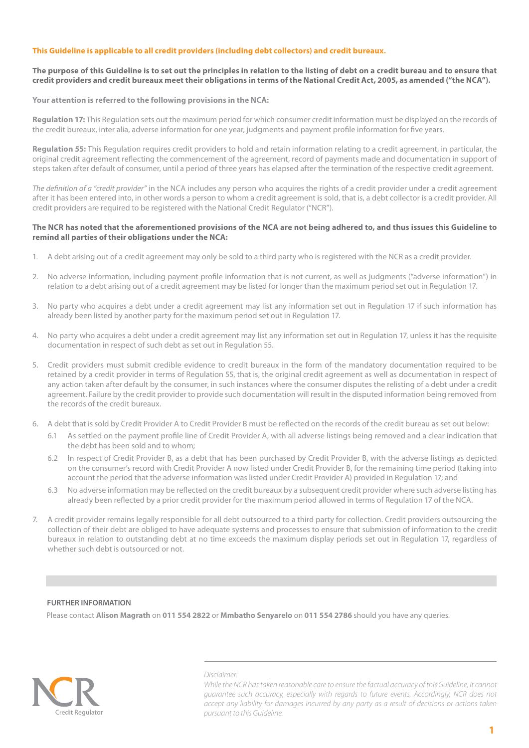**This Guideline is applicable to all credit providers (including debt collectors) and credit bureaux.**

**The purpose of this Guideline is to set out the principles in relation to the listing of debt on a credit bureau and to ensure that credit providers and credit bureaux meet their obligations in terms of the National Credit Act, 2005, as amended ("the NCA").**

**Your attention is referred to the following provisions in the NCA:**

**Regulation 17:** This Regulation sets out the maximum period for which consumer credit information must be displayed on the records of the credit bureaux, inter alia, adverse information for one year, judgments and payment profile information for five years.

**Regulation 55:** This Regulation requires credit providers to hold and retain information relating to a credit agreement, in particular, the original credit agreement reflecting the commencement of the agreement, record of payments made and documentation in support of steps taken after default of consumer, until a period of three years has elapsed after the termination of the respective credit agreement.

*The definition of a "credit provider"* in the NCA includes any person who acquires the rights of a credit provider under a credit agreement after it has been entered into, in other words a person to whom a credit agreement is sold, that is, a debt collector is a credit provider. All credit providers are required to be registered with the National Credit Regulator ("NCR").

**The NCR has noted that the aforementioned provisions of the NCA are not being adhered to, and thus issues this Guideline to remind all parties of their obligations under the NCA:**

1. A debt arising out of a credit agreement may only be sold to a third party who is registered with the NCR as a credit provider.
2. No adverse information, including payment profile information that is not current, as well as judgments ("adverse information") in relation to a debt arising out of a credit agreement may be listed for longer than the maximum period set out in Regulation 17.
3. No party who acquires a debt under a credit agreement may list any information set out in Regulation 17 if such information has already been listed by another party for the maximum period set out in Regulation 17.
4. No party who acquires a debt under a credit agreement may list any information set out in Regulation 17, unless it has the requisite documentation in respect of such debt as set out in Regulation 55.
5. Credit providers must submit credible evidence to credit bureaux in the form of the mandatory documentation required to be retained by a credit provider in terms of Regulation 55, that is, the original credit agreement as well as documentation in respect of any action taken after default by the consumer, in such instances where the consumer disputes the relisting of a debt under a credit agreement. Failure by the credit provider to provide such documentation will result in the disputed information being removed from the records of the credit bureaux.
6. A debt that is sold by Credit Provider A to Credit Provider B must be reflected on the records of the credit bureau as set out below:
   - 6.1 As settled on the payment profile line of Credit Provider A, with all adverse listings being removed and a clear indication that the debt has been sold and to whom;
   - 6.2 In respect of Credit Provider B, as a debt that has been purchased by Credit Provider B, with the adverse listings as depicted on the consumer's record with Credit Provider A now listed under Credit Provider B, for the remaining time period (taking into account the period that the adverse information was listed under Credit Provider A) provided in Regulation 17; and
   - 6.3 No adverse information may be reflected on the credit bureaux by a subsequent credit provider where such adverse listing has already been reflected by a prior credit provider for the maximum period allowed in terms of Regulation 17 of the NCA.
7. A credit provider remains legally responsible for all debt outsourced to a third party for collection. Credit providers outsourcing the collection of their debt are obliged to have adequate systems and processes to ensure that submission of information to the credit bureaux in relation to outstanding debt at no time exceeds the maximum display periods set out in Regulation 17, regardless of whether such debt is outsourced or not.

**FURTHER INFORMATION**

Please contact **Alison Magrath** on **011 554 2822** or **Mmbatho Senyarelo** on **011 554 2786** should you have any queries.

NCR Credit Regulator

*Disclaimer:*
*While the NCR has taken reasonable care to ensure the factual accuracy of this Guideline, it cannot guarantee such accuracy, especially with regards to future events. Accordingly, NCR does not accept any liability for damages incurred by any party as a result of decisions or actions taken pursuant to this Guideline.*